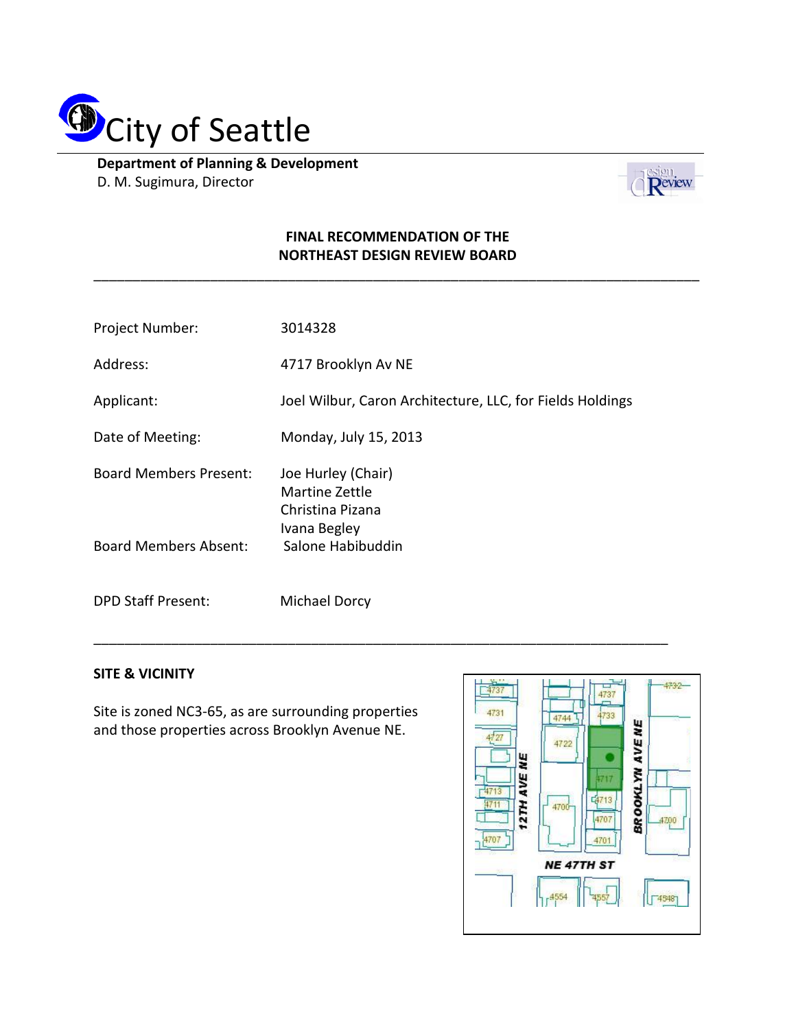# City of Seattle

**Department of Planning & Development**
D. M. Sugimura, Director

## FINAL RECOMMENDATION OF THE NORTHEAST DESIGN REVIEW BOARD

---

| | |
|---|---|
| Project Number: | 3014328 |
| Address: | 4717 Brooklyn Av NE |
| Applicant: | Joel Wilbur, Caron Architecture, LLC, for Fields Holdings |
| Date of Meeting: | Monday, July 15, 2013 |
| Board Members Present: | Joe Hurley (Chair)<br>Martine Zettle<br>Christina Pizana<br>Ivana Begley |
| Board Members Absent: | Salone Habibuddin |
| DPD Staff Present: | Michael Dorcy |

---

**SITE & VICINITY**

Site is zoned NC3-65, as are surrounding properties and those properties across Brooklyn Avenue NE.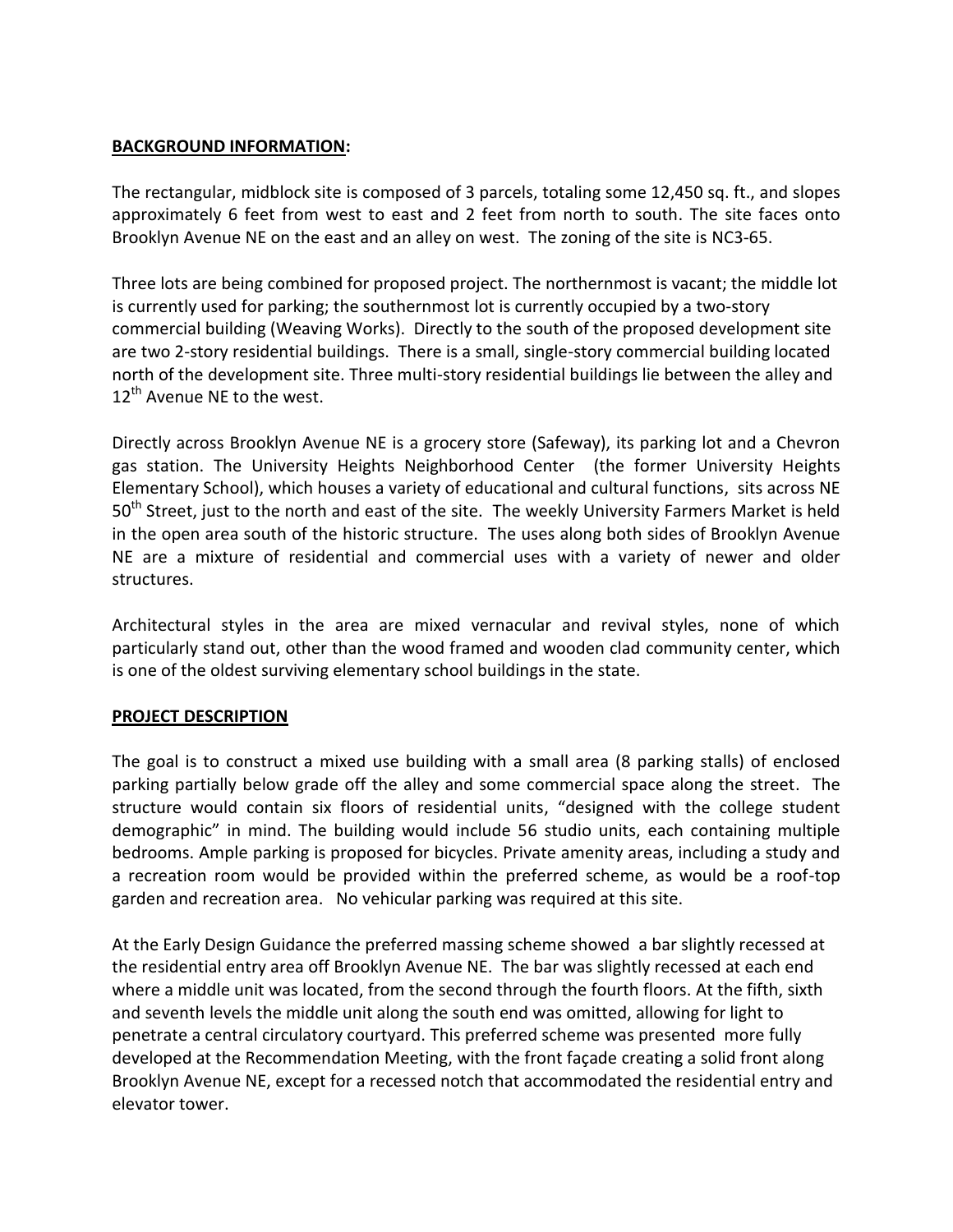**BACKGROUND INFORMATION:**

The rectangular, midblock site is composed of 3 parcels, totaling some 12,450 sq. ft., and slopes approximately 6 feet from west to east and 2 feet from north to south. The site faces onto Brooklyn Avenue NE on the east and an alley on west. The zoning of the site is NC3-65.

Three lots are being combined for proposed project. The northernmost is vacant; the middle lot is currently used for parking; the southernmost lot is currently occupied by a two-story commercial building (Weaving Works). Directly to the south of the proposed development site are two 2-story residential buildings. There is a small, single-story commercial building located north of the development site. Three multi-story residential buildings lie between the alley and 12th Avenue NE to the west.

Directly across Brooklyn Avenue NE is a grocery store (Safeway), its parking lot and a Chevron gas station. The University Heights Neighborhood Center (the former University Heights Elementary School), which houses a variety of educational and cultural functions, sits across NE 50th Street, just to the north and east of the site. The weekly University Farmers Market is held in the open area south of the historic structure. The uses along both sides of Brooklyn Avenue NE are a mixture of residential and commercial uses with a variety of newer and older structures.

Architectural styles in the area are mixed vernacular and revival styles, none of which particularly stand out, other than the wood framed and wooden clad community center, which is one of the oldest surviving elementary school buildings in the state.

**PROJECT DESCRIPTION**

The goal is to construct a mixed use building with a small area (8 parking stalls) of enclosed parking partially below grade off the alley and some commercial space along the street. The structure would contain six floors of residential units, "designed with the college student demographic" in mind. The building would include 56 studio units, each containing multiple bedrooms. Ample parking is proposed for bicycles. Private amenity areas, including a study and a recreation room would be provided within the preferred scheme, as would be a roof-top garden and recreation area. No vehicular parking was required at this site.

At the Early Design Guidance the preferred massing scheme showed a bar slightly recessed at the residential entry area off Brooklyn Avenue NE. The bar was slightly recessed at each end where a middle unit was located, from the second through the fourth floors. At the fifth, sixth and seventh levels the middle unit along the south end was omitted, allowing for light to penetrate a central circulatory courtyard. This preferred scheme was presented more fully developed at the Recommendation Meeting, with the front façade creating a solid front along Brooklyn Avenue NE, except for a recessed notch that accommodated the residential entry and elevator tower.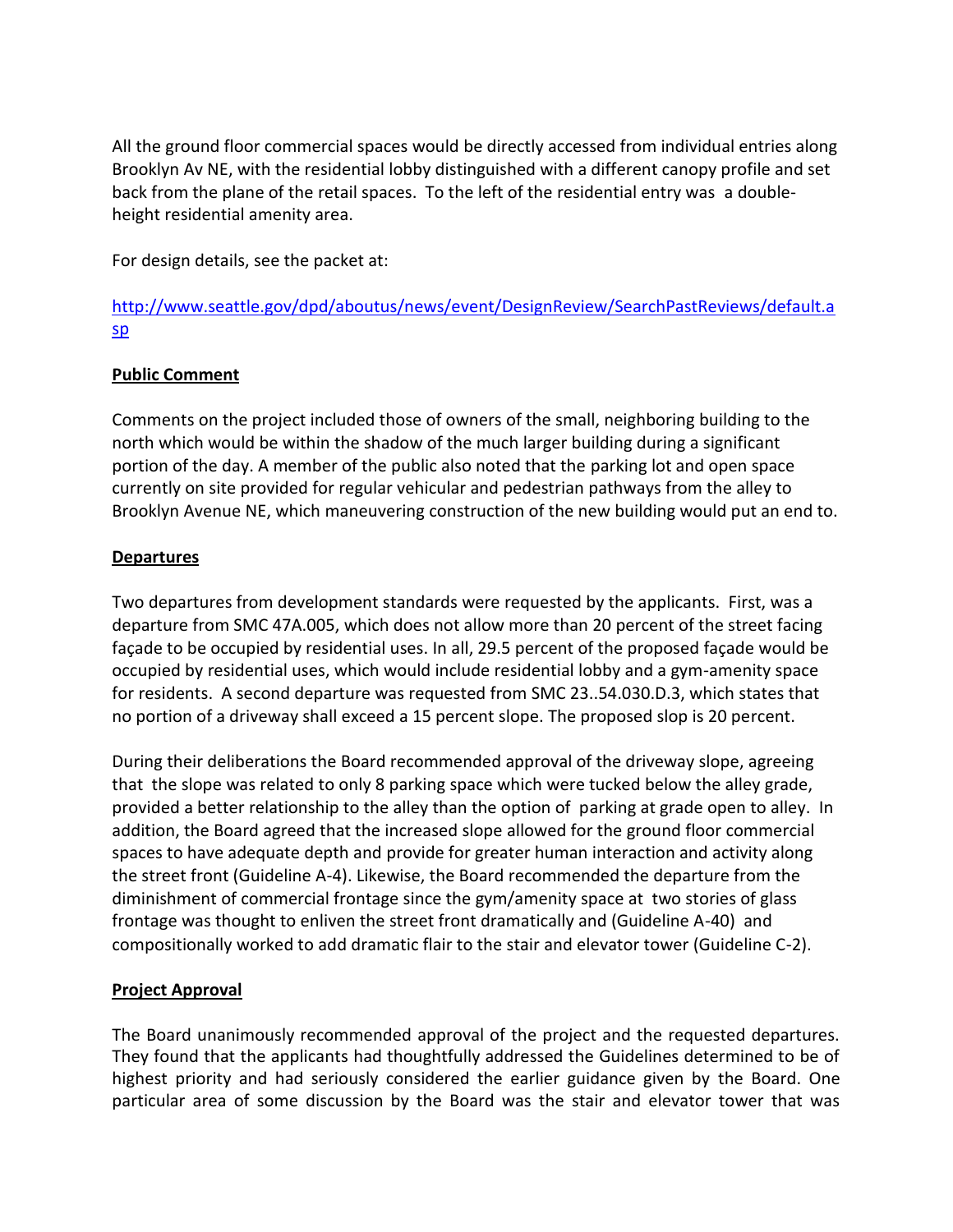All the ground floor commercial spaces would be directly accessed from individual entries along Brooklyn Av NE, with the residential lobby distinguished with a different canopy profile and set back from the plane of the retail spaces. To the left of the residential entry was a double-height residential amenity area.

For design details, see the packet at:

http://www.seattle.gov/dpd/aboutus/news/event/DesignReview/SearchPastReviews/default.asp

**Public Comment**

Comments on the project included those of owners of the small, neighboring building to the north which would be within the shadow of the much larger building during a significant portion of the day. A member of the public also noted that the parking lot and open space currently on site provided for regular vehicular and pedestrian pathways from the alley to Brooklyn Avenue NE, which maneuvering construction of the new building would put an end to.

**Departures**

Two departures from development standards were requested by the applicants. First, was a departure from SMC 47A.005, which does not allow more than 20 percent of the street facing façade to be occupied by residential uses. In all, 29.5 percent of the proposed façade would be occupied by residential uses, which would include residential lobby and a gym-amenity space for residents. A second departure was requested from SMC 23..54.030.D.3, which states that no portion of a driveway shall exceed a 15 percent slope. The proposed slop is 20 percent.

During their deliberations the Board recommended approval of the driveway slope, agreeing that the slope was related to only 8 parking space which were tucked below the alley grade, provided a better relationship to the alley than the option of parking at grade open to alley. In addition, the Board agreed that the increased slope allowed for the ground floor commercial spaces to have adequate depth and provide for greater human interaction and activity along the street front (Guideline A-4). Likewise, the Board recommended the departure from the diminishment of commercial frontage since the gym/amenity space at two stories of glass frontage was thought to enliven the street front dramatically and (Guideline A-40) and compositionally worked to add dramatic flair to the stair and elevator tower (Guideline C-2).

**Project Approval**

The Board unanimously recommended approval of the project and the requested departures. They found that the applicants had thoughtfully addressed the Guidelines determined to be of highest priority and had seriously considered the earlier guidance given by the Board. One particular area of some discussion by the Board was the stair and elevator tower that was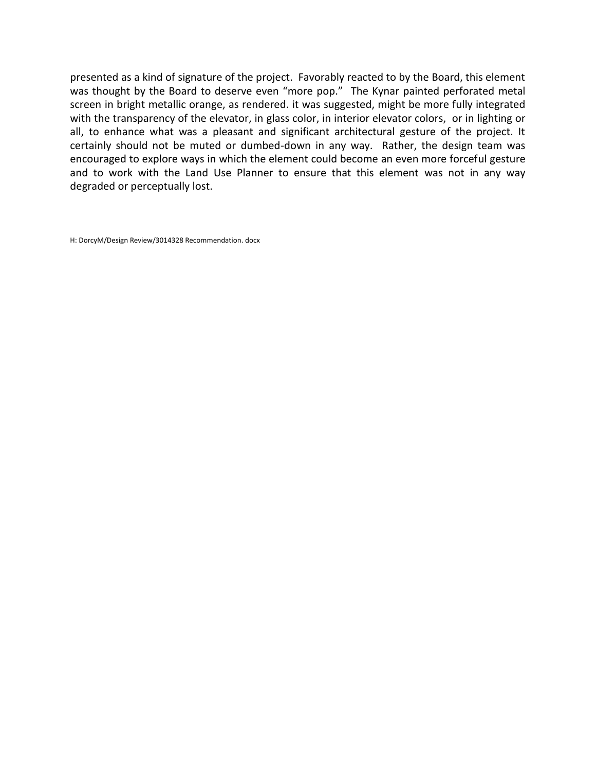presented as a kind of signature of the project. Favorably reacted to by the Board, this element was thought by the Board to deserve even "more pop." The Kynar painted perforated metal screen in bright metallic orange, as rendered. it was suggested, might be more fully integrated with the transparency of the elevator, in glass color, in interior elevator colors, or in lighting or all, to enhance what was a pleasant and significant architectural gesture of the project. It certainly should not be muted or dumbed-down in any way. Rather, the design team was encouraged to explore ways in which the element could become an even more forceful gesture and to work with the Land Use Planner to ensure that this element was not in any way degraded or perceptually lost.

H: DorcyM/Design Review/3014328 Recommendation. docx